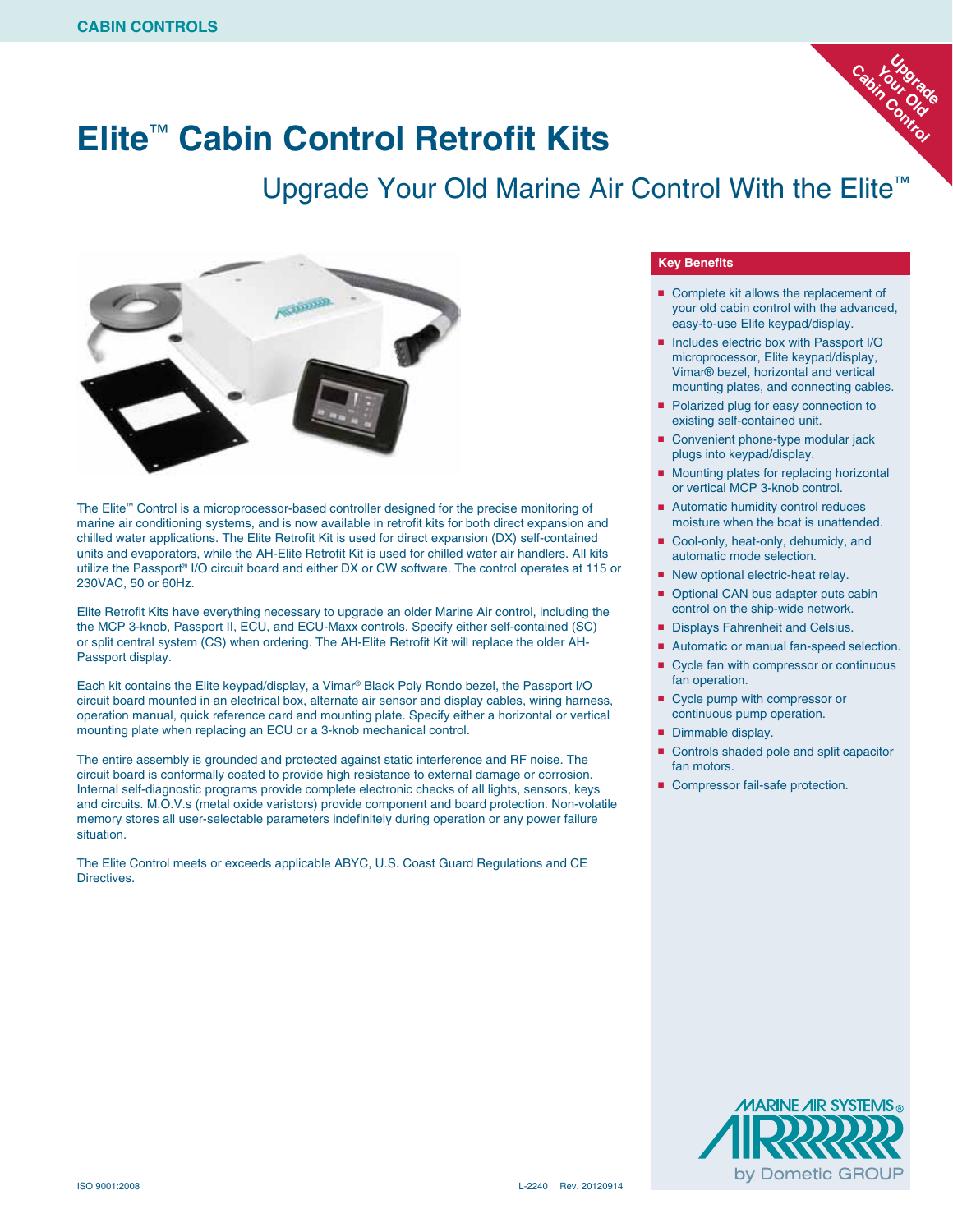CABIN CONTROLS

# Elite™ Cabin Control Retrofit Kits

## Upgrade Your Old Marine Air Control With the Elite™

Upgrade Your Old Cabin Control

The Elite™ Control is a microprocessor-based controller designed for the precise monitoring of marine air conditioning systems, and is now available in retrofit kits for both direct expansion and chilled water applications. The Elite Retrofit Kit is used for direct expansion (DX) self-contained units and evaporators, while the AH-Elite Retrofit Kit is used for chilled water air handlers. All kits utilize the Passport® I/O circuit board and either DX or CW software. The control operates at 115 or 230VAC, 50 or 60Hz.

Elite Retrofit Kits have everything necessary to upgrade an older Marine Air control, including the the MCP 3-knob, Passport II, ECU, and ECU-Maxx controls. Specify either self-contained (SC) or split central system (CS) when ordering. The AH-Elite Retrofit Kit will replace the older AH-Passport display.

Each kit contains the Elite keypad/display, a Vimar® Black Poly Rondo bezel, the Passport I/O circuit board mounted in an electrical box, alternate air sensor and display cables, wiring harness, operation manual, quick reference card and mounting plate. Specify either a horizontal or vertical mounting plate when replacing an ECU or a 3-knob mechanical control.

The entire assembly is grounded and protected against static interference and RF noise. The circuit board is conformally coated to provide high resistance to external damage or corrosion. Internal self-diagnostic programs provide complete electronic checks of all lights, sensors, keys and circuits. M.O.V.s (metal oxide varistors) provide component and board protection. Non-volatile memory stores all user-selectable parameters indefinitely during operation or any power failure situation.

The Elite Control meets or exceeds applicable ABYC, U.S. Coast Guard Regulations and CE Directives.

### Key Benefits

- Complete kit allows the replacement of your old cabin control with the advanced, easy-to-use Elite keypad/display.
- Includes electric box with Passport I/O microprocessor, Elite keypad/display, Vimar® bezel, horizontal and vertical mounting plates, and connecting cables.
- Polarized plug for easy connection to existing self-contained unit.
- Convenient phone-type modular jack plugs into keypad/display.
- Mounting plates for replacing horizontal or vertical MCP 3-knob control.
- Automatic humidity control reduces moisture when the boat is unattended.
- Cool-only, heat-only, dehumidy, and automatic mode selection.
- New optional electric-heat relay.
- Optional CAN bus adapter puts cabin control on the ship-wide network.
- Displays Fahrenheit and Celsius.
- Automatic or manual fan-speed selection.
- Cycle fan with compressor or continuous fan operation.
- Cycle pump with compressor or continuous pump operation.
- Dimmable display.
- Controls shaded pole and split capacitor fan motors.
- Compressor fail-safe protection.

MARINE AIR SYSTEMS® by Dometic GROUP

ISO 9001:2008 L-2240 Rev. 20120914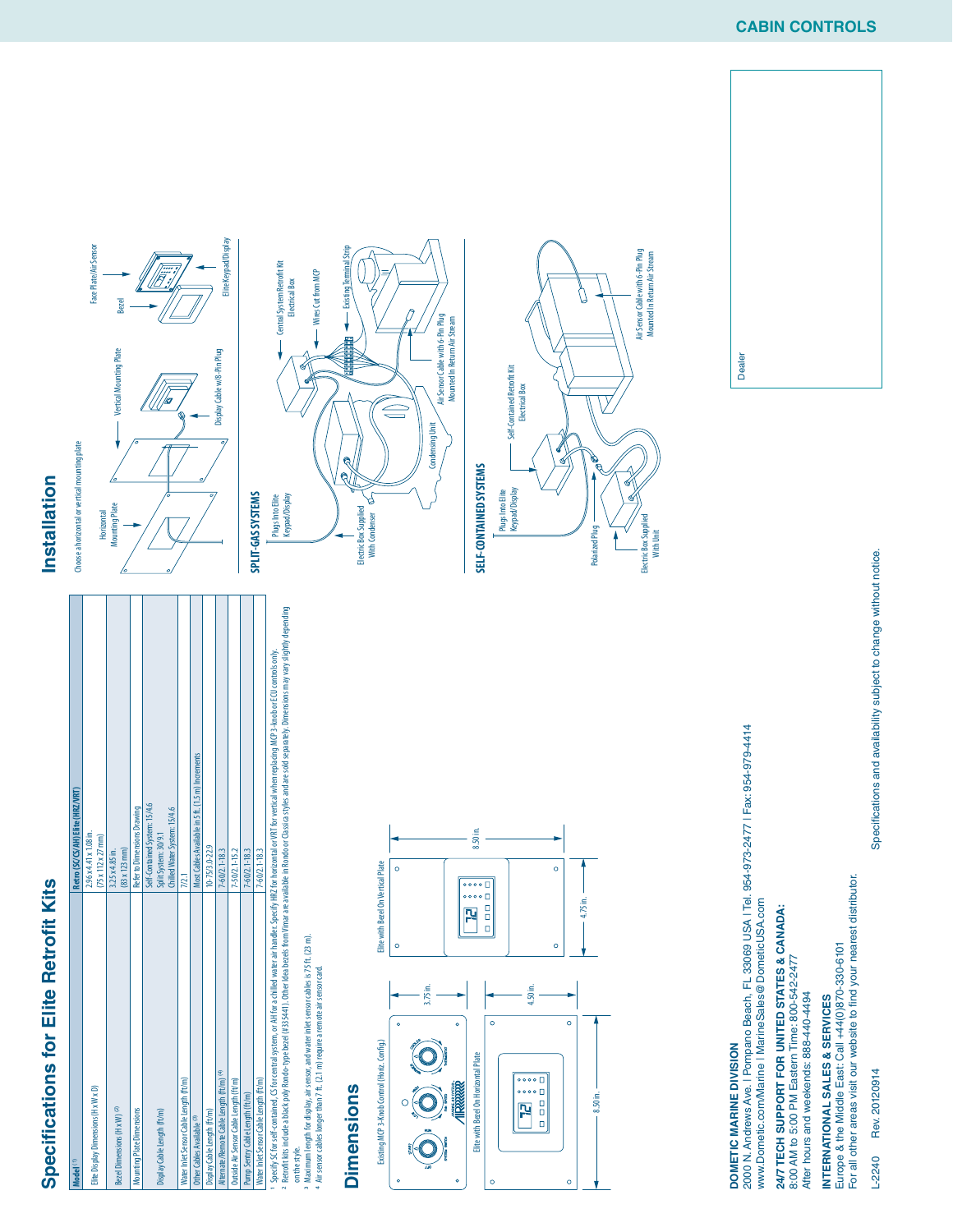# Specifications for Elite Retrofit Kits

| Model [1] | Retro (SC/CS/AH) Elite (HRZ/VRT) |
|---|---|
| Elite Display Dimensions (H x W x D) | 2.96 x 4.41 x 1.08 in. (75 x 112 x 27 mm) |
| Bezel Dimensions (H x W) [2] | 3.25 x 4.85 in. (83 x 123 mm) |
| Mounting Plate Dimensions | Refer to Dimensions Drawing |
| Display Cable Length (ft/m) | Self-Contained System: 15/4.6<br>Split System: 30/9.1<br>Chilled Water System: 15/4.6 |
| Water Inlet Sensor Cable Length (ft/m) | 7/2.1 |
| Other Cables Available [3] | Most Cables Available in 5 ft. (1.5 m) Increments |
| Display Cable Length (ft/m) | 10-75/3.0-22.9 |
| Alternate/Remote Cable Length (ft/m) [4] | 7-60/2.1-18.3 |
| Outside Air Sensor Cable Length (ft/m) | 7-50/2.1-15.2 |
| Pump Sentry Cable Length (ft/m) | 7-60/2.1-18.3 |
| Water Inlet Sensor Cable Length (ft/m) | 7-60/2.1-18.3 |

[1] Specify SC for self contained, CS for central system, or AH for a chilled water air handler. Specify HRZ for horizontal or VRT for vertical when replacing MCP 3-knob or ECU controls only.
[2] Retrofit kits include a black poly Rondo-type bezel (#335441). Other Idea bezels from Vimar are available in Rondo or Classica styles and are sold separately. Dimensions may vary slightly depending on the style.
[3] Maximum length for display, air sensor, and water inlet sensor cables is 75 ft. (23 m).
[4] Air sensor cables longer than 7 ft. (2.1 m) require a remote air sensor card.

# Dimensions

Existing MCP 3-Knob Control (Horz. Config.)

3.75 in.

Elite with Bezel On Horizontal Plate

4.50 in.

8.50 in.

Elite with Bezel On Vertical Plate

8.50 in.

4.75 in.

# Installation

Choose a horizontal or vertical mounting plate

Horizontal Mounting Plate

Vertical Mounting Plate

Display Cable w/8-Pin Plug

Bezel

Face Plate/Air Sensor

Elite Keypad/Display

**SPLIT-GAS SYSTEMS**

Plugs Into Elite Keypad/Display

Electric Box Supplied With Condenser

Condensing Unit

Central System Retrofit Kit Electrical Box

Wires Cut from MCP

Existing Terminal Strip

Air Sensor Cable with 6-Pin Plug Mounted In Return Air Stream

**SELF-CONTAINED SYSTEMS**

Plugs Into Elite Keypad/Display

Self-Contained Retrofit Kit Electrical Box

Polarized Plug

Electric Box Supplied With Unit

Air Sensor Cable with 6-Pin Plug Mounted In Return Air Stream

**DOMETIC MARINE DIVISION**
2000 N. Andrews Ave. | Pompano Beach, FL 33069 USA | Tel. 954-973-2477 | Fax: 954-979-4414
www.Dometic.com/Marine | MarineSales@DometicUSA.com

**24/7 TECH SUPPORT FOR UNITED STATES & CANADA:**
8:00 AM to 5:00 PM Eastern Time: 800-542-2477
After hours and weekends: 888-440-4494

**INTERNATIONAL SALES & SERVICES**
Europe & the Middle East: Call +44(0)870-330-6101
For all other areas visit our website to find your nearest distributor.

L-2240 Rev. 20120914

Specifications and availability subject to change without notice.

Dealer